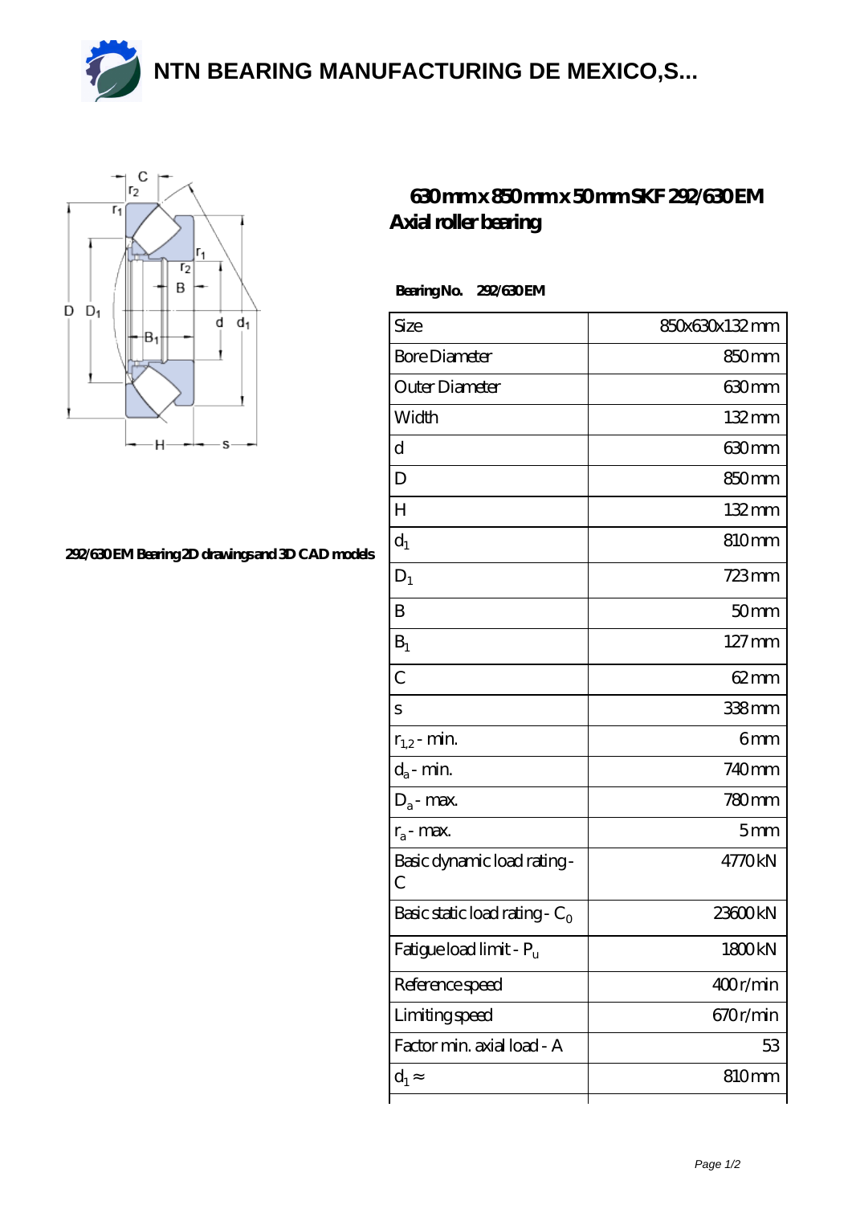# NTN BEARING MANUFACTURING DE MEXICO,S...

## 630mm x 850mm x 50mm SKF 292/630 EM Axial roller bearing

292/630 EM Bearing 2D drawings and 3D CAD models

**Bearing No.** 292/630 EM

| Size | 850x630x132 mm |
|---|---|
| Bore Diameter | 850 mm |
| Outer Diameter | 630 mm |
| Width | 132 mm |
| d | 630 mm |
| D | 850 mm |
| H | 132 mm |
| $d_1$ | 810 mm |
| $D_1$ | 723 mm |
| B | 50 mm |
| $B_1$ | 127 mm |
| C | 62 mm |
| s | 338 mm |
| $r_{1,2}$ - min. | 6 mm |
| $d_a$ - min. | 740 mm |
| $D_a$ - max. | 780 mm |
| $r_a$ - max. | 5 mm |
| Basic dynamic load rating - C | 4770 kN |
| Basic static load rating - $C_0$ | 23600 kN |
| Fatigue load limit - $P_u$ | 1800 kN |
| Reference speed | 400 r/min |
| Limiting speed | 670 r/min |
| Factor min. axial load - A | 53 |
| $d_1$ ≈ | 810 mm |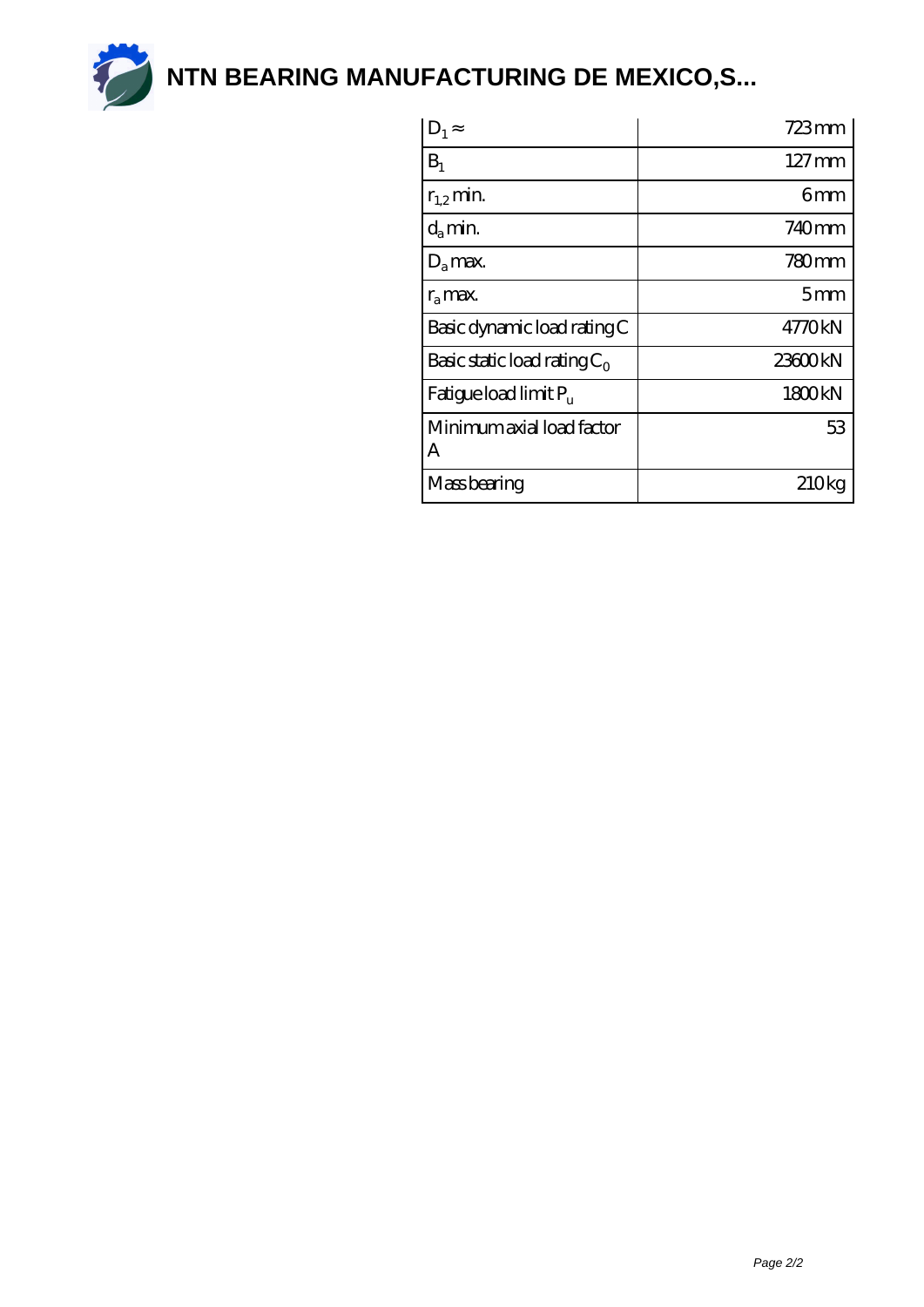| | |
|---|---|
| $D_1 \approx$ | 723 mm |
| $B_1$ | 127 mm |
| $r_{1,2}$ min. | 6 mm |
| $d_a$ min. | 740 mm |
| $D_a$ max. | 780 mm |
| $r_a$ max. | 5 mm |
| Basic dynamic load rating C | 4770 kN |
| Basic static load rating $C_0$ | 23600 kN |
| Fatigue load limit $P_u$ | 1800 kN |
| Minimum axial load factor A | 53 |
| Mass bearing | 210 kg |